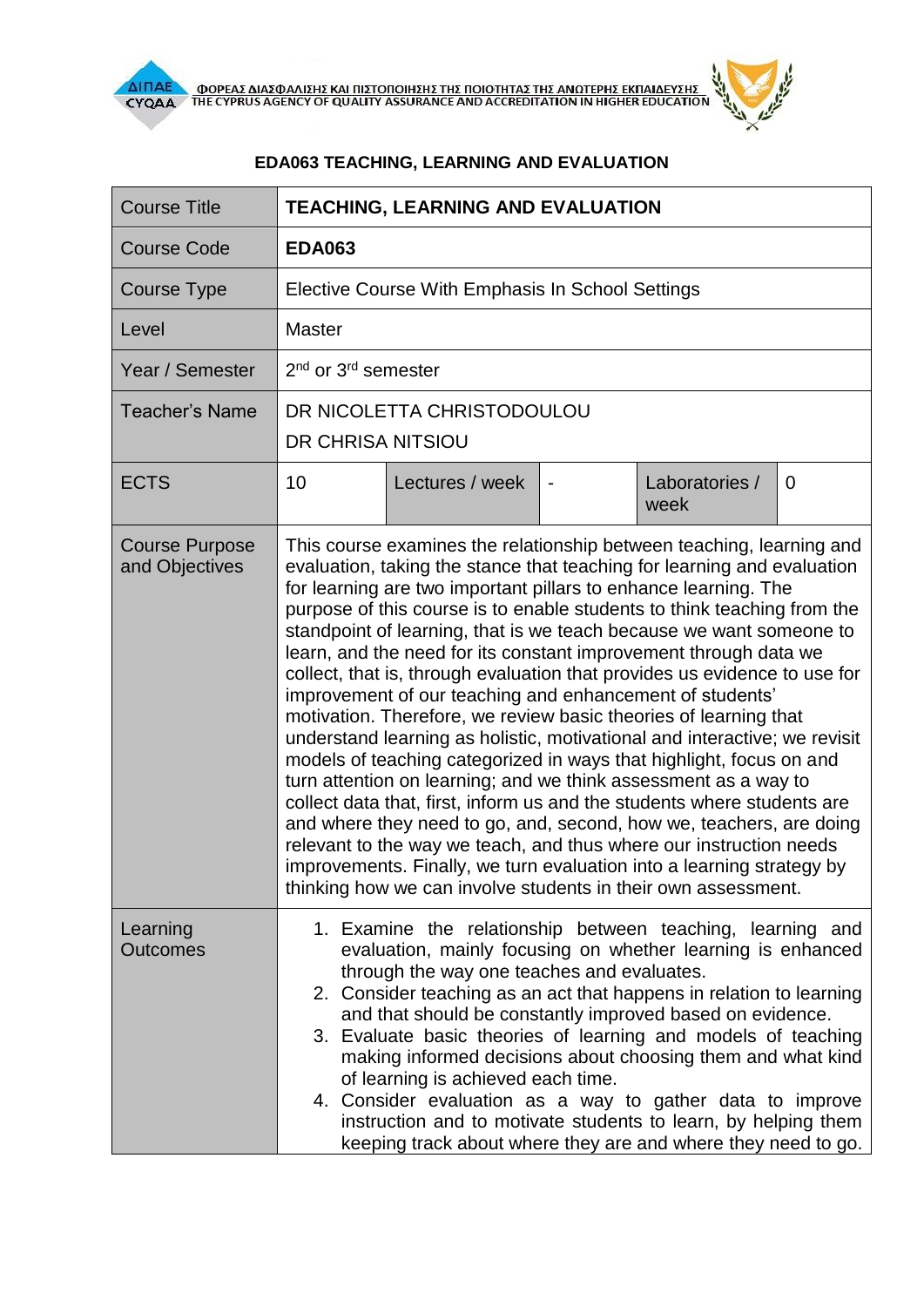ΦΟΡΕΑΣ ΔΙΑΣΦΑΛΙΣΗΣ ΚΑΙ ΠΙΣΤΟΠΟΙΗΣΗΣ ΤΗΣ ΠΟΙΟΤΗΤΑΣ ΤΗΣ ΑΝΩΤΕΡΗΣ ΕΚΠΑΙΔΕΥΣΗΣ
THE CYPRUS AGENCY OF QUALITY ASSURANCE AND ACCREDITATION IN HIGHER EDUCATION

## EDA063 TEACHING, LEARNING AND EVALUATION

| Course Title | **TEACHING, LEARNING AND EVALUATION** | | | | |
|---|---|---|---|---|---|
| Course Code | **EDA063** | | | | |
| Course Type | Elective Course With Emphasis In School Settings | | | | |
| Level | Master | | | | |
| Year / Semester | 2nd or 3rd semester | | | | |
| Teacher's Name | DR NICOLETTA CHRISTODOULOU<br>DR CHRISA NITSIOU | | | | |
| ECTS | 10 | Lectures / week | - | Laboratories / week | 0 |
| Course Purpose and Objectives | This course examines the relationship between teaching, learning and evaluation, taking the stance that teaching for learning and evaluation for learning are two important pillars to enhance learning. The purpose of this course is to enable students to think teaching from the standpoint of learning, that is we teach because we want someone to learn, and the need for its constant improvement through data we collect, that is, through evaluation that provides us evidence to use for improvement of our teaching and enhancement of students' motivation. Therefore, we review basic theories of learning that understand learning as holistic, motivational and interactive; we revisit models of teaching categorized in ways that highlight, focus on and turn attention on learning; and we think assessment as a way to collect data that, first, inform us and the students where students are and where they need to go, and, second, how we, teachers, are doing relevant to the way we teach, and thus where our instruction needs improvements. Finally, we turn evaluation into a learning strategy by thinking how we can involve students in their own assessment. | | | | |
| Learning Outcomes | 1. Examine the relationship between teaching, learning and evaluation, mainly focusing on whether learning is enhanced through the way one teaches and evaluates.<br>2. Consider teaching as an act that happens in relation to learning and that should be constantly improved based on evidence.<br>3. Evaluate basic theories of learning and models of teaching making informed decisions about choosing them and what kind of learning is achieved each time.<br>4. Consider evaluation as a way to gather data to improve instruction and to motivate students to learn, by helping them keeping track about where they are and where they need to go. | | | | |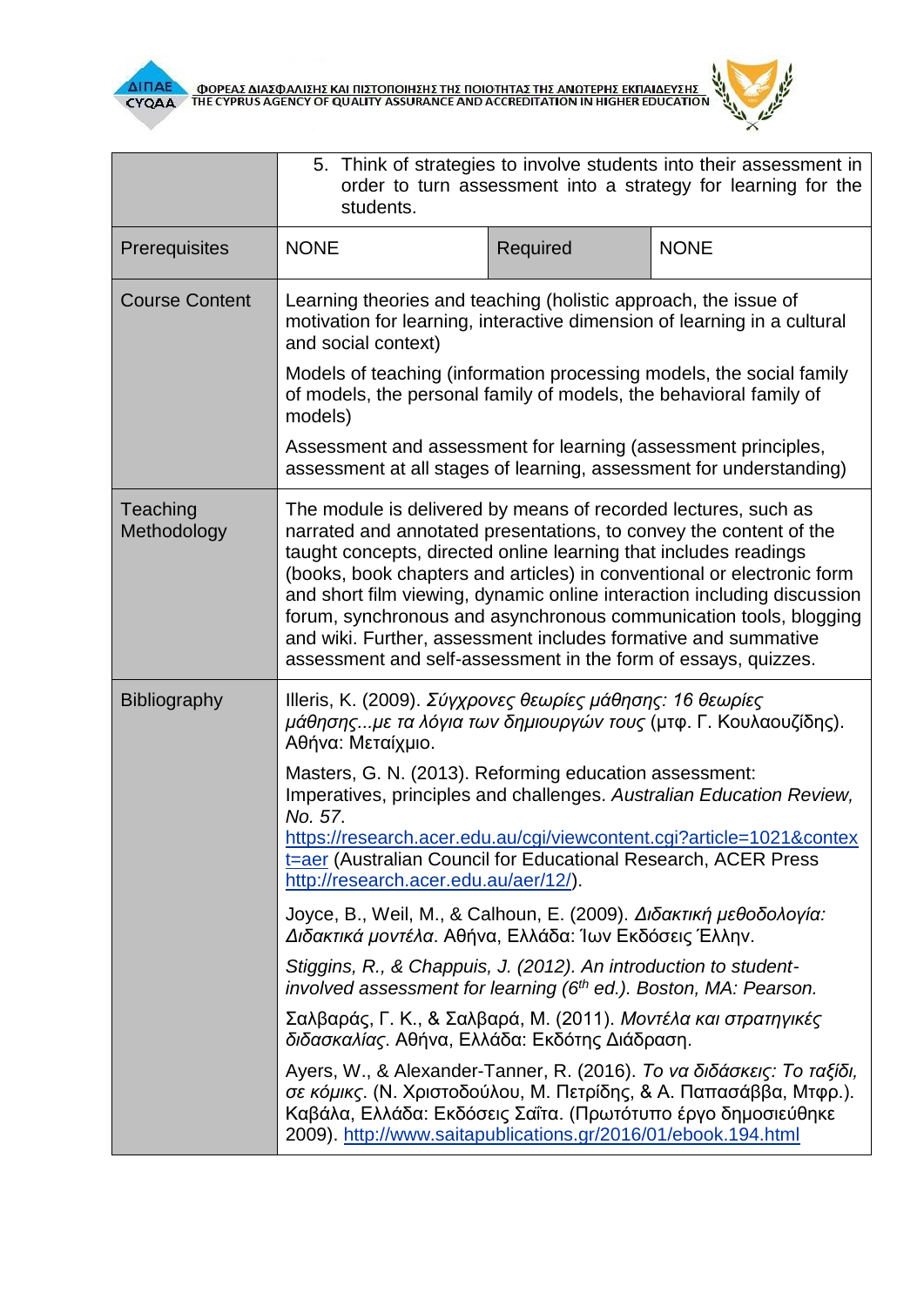| | | | |
|---|---|---|---|
| | 5. Think of strategies to involve students into their assessment in order to turn assessment into a strategy for learning for the students. | | |
| Prerequisites | NONE | Required | NONE |
| Course Content | Learning theories and teaching (holistic approach, the issue of motivation for learning, interactive dimension of learning in a cultural and social context)<br><br>Models of teaching (information processing models, the social family of models, the personal family of models, the behavioral family of models)<br><br>Assessment and assessment for learning (assessment principles, assessment at all stages of learning, assessment for understanding) | | |
| Teaching Methodology | The module is delivered by means of recorded lectures, such as narrated and annotated presentations, to convey the content of the taught concepts, directed online learning that includes readings (books, book chapters and articles) in conventional or electronic form and short film viewing, dynamic online interaction including discussion forum, synchronous and asynchronous communication tools, blogging and wiki. Further, assessment includes formative and summative assessment and self-assessment in the form of essays, quizzes. | | |
| Bibliography | Illeris, K. (2009). *Σύγχρονες θεωρίες μάθησης: 16 θεωρίες μάθησης...με τα λόγια των δημιουργών τους* (μτφ. Γ. Κουλαουζίδης). Αθήνα: Μεταίχμιο.<br><br>Masters, G. N. (2013). Reforming education assessment: Imperatives, principles and challenges. *Australian Education Review, No. 57*. https://research.acer.edu.au/cgi/viewcontent.cgi?article=1021&context=aer (Australian Council for Educational Research, ACER Press http://research.acer.edu.au/aer/12/).<br><br>Joyce, B., Weil, M., & Calhoun, E. (2009). *Διδακτική μεθοδολογία: Διδακτικά μοντέλα*. Αθήνα, Ελλάδα: Ίων Εκδόσεις Έλλην.<br><br>*Stiggins, R., & Chappuis, J. (2012). An introduction to student-involved assessment for learning (6th ed.). Boston, MA: Pearson.*<br><br>Σαλβαράς, Γ. Κ., & Σαλβαρά, Μ. (2011). *Μοντέλα και στρατηγικές διδασκαλίας*. Αθήνα, Ελλάδα: Εκδότης Διάδραση.<br><br>Ayers, W., & Alexander-Tanner, R. (2016). *Το να διδάσκεις: Το ταξίδι, σε κόμικς*. (Ν. Χριστοδούλου, Μ. Πετρίδης, & Α. Παπασάββα, Μτφρ.). Καβάλα, Ελλάδα: Εκδόσεις Σαΐτα. (Πρωτότυπο έργο δημοσιεύθηκε 2009). http://www.saitapublications.gr/2016/01/ebook.194.html | | |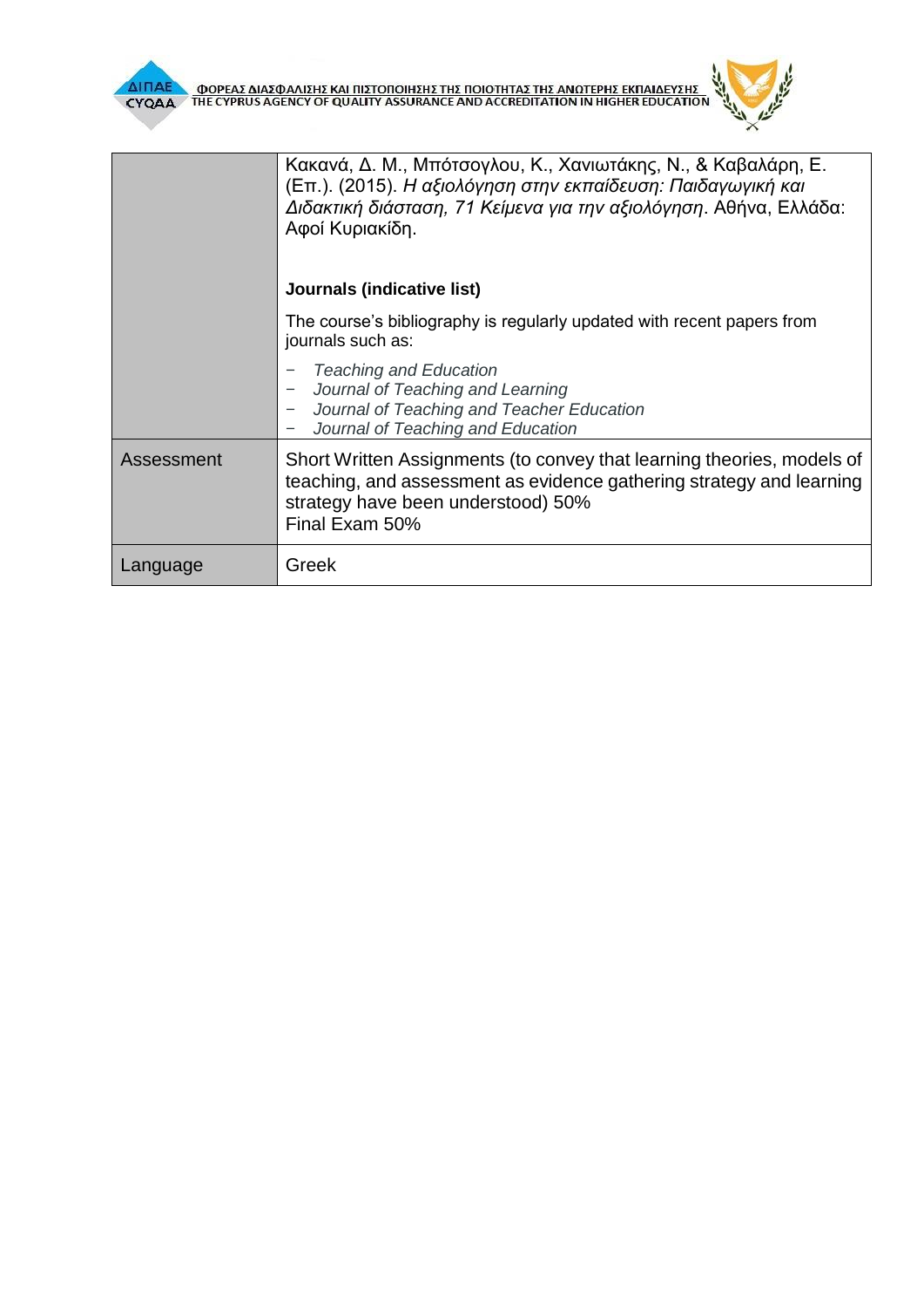| | |
|---|---|
| | Κακανά, Δ. Μ., Μπότσογλου, Κ., Χανιωτάκης, Ν., & Καβαλάρη, Ε. (Επ.). (2015). *Η αξιολόγηση στην εκπαίδευση: Παιδαγωγική και Διδακτική διάσταση, 71 Κείμενα για την αξιολόγηση*. Αθήνα, Ελλάδα: Αφοί Κυριακίδη.<br><br>**Journals (indicative list)**<br><br>The course's bibliography is regularly updated with recent papers from journals such as:<br><br>− *Teaching and Education*<br>− *Journal of Teaching and Learning*<br>− *Journal of Teaching and Teacher Education*<br>− *Journal of Teaching and Education* |
| Assessment | Short Written Assignments (to convey that learning theories, models of teaching, and assessment as evidence gathering strategy and learning strategy have been understood) 50%<br>Final Exam 50% |
| Language | Greek |